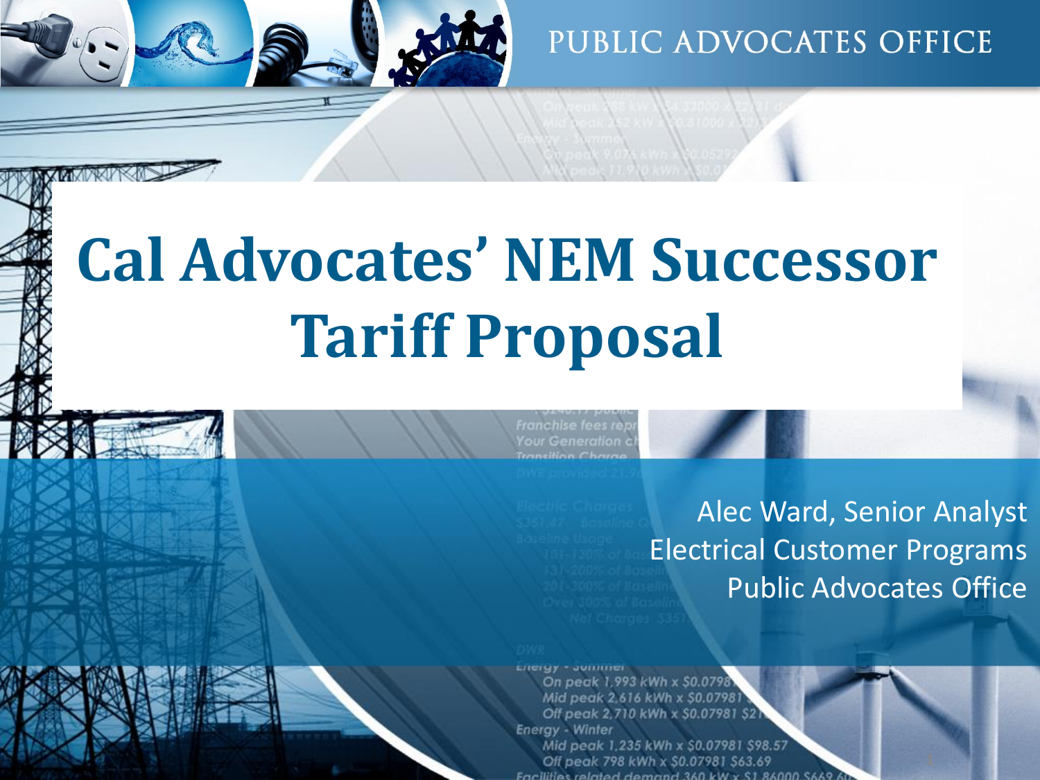PUBLIC ADVOCATES OFFICE

# Cal Advocates' NEM Successor Tariff Proposal

Alec Ward, Senior Analyst
Electrical Customer Programs
Public Advocates Office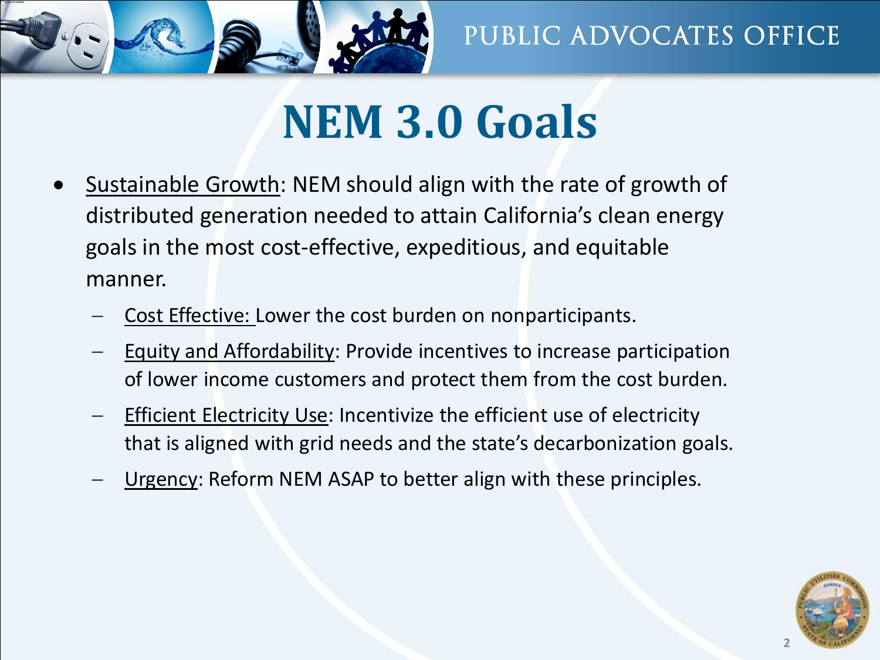# NEM 3.0 Goals

- Sustainable Growth: NEM should align with the rate of growth of distributed generation needed to attain California's clean energy goals in the most cost-effective, expeditious, and equitable manner.
  - Cost Effective: Lower the cost burden on nonparticipants.
  - Equity and Affordability: Provide incentives to increase participation of lower income customers and protect them from the cost burden.
  - Efficient Electricity Use: Incentivize the efficient use of electricity that is aligned with grid needs and the state's decarbonization goals.
  - Urgency: Reform NEM ASAP to better align with these principles.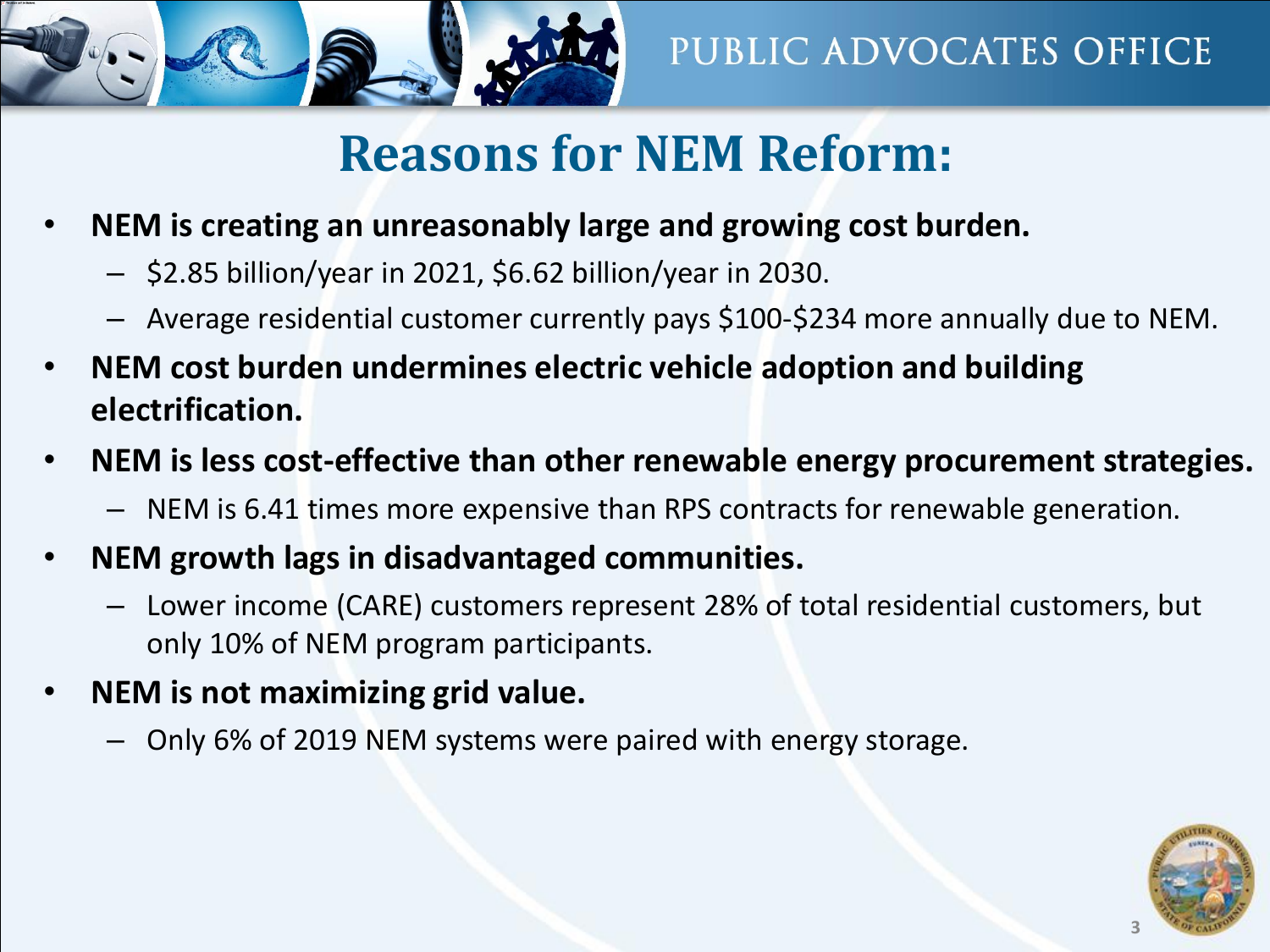# Reasons for NEM Reform:

- **NEM is creating an unreasonably large and growing cost burden.**
  - $2.85 billion/year in 2021, $6.62 billion/year in 2030.
  - Average residential customer currently pays $100-$234 more annually due to NEM.
- **NEM cost burden undermines electric vehicle adoption and building electrification.**
- **NEM is less cost-effective than other renewable energy procurement strategies.**
  - NEM is 6.41 times more expensive than RPS contracts for renewable generation.
- **NEM growth lags in disadvantaged communities.**
  - Lower income (CARE) customers represent 28% of total residential customers, but only 10% of NEM program participants.
- **NEM is not maximizing grid value.**
  - Only 6% of 2019 NEM systems were paired with energy storage.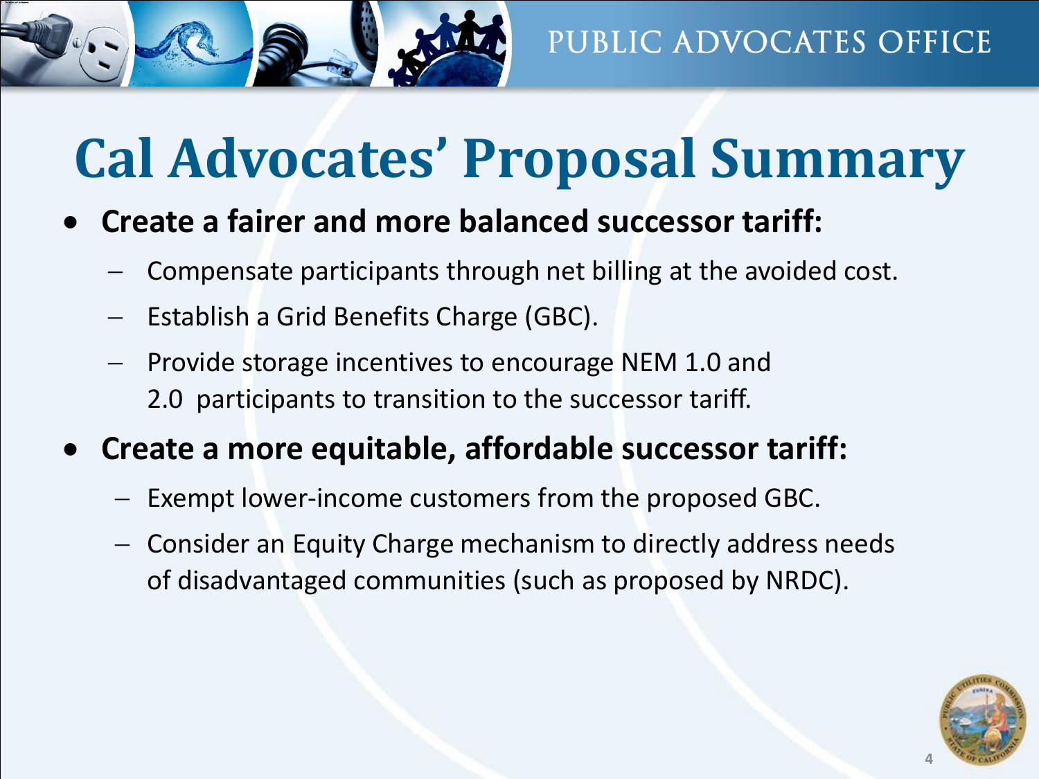# Cal Advocates' Proposal Summary

- **Create a fairer and more balanced successor tariff:**
  - Compensate participants through net billing at the avoided cost.
  - Establish a Grid Benefits Charge (GBC).
  - Provide storage incentives to encourage NEM 1.0 and 2.0 participants to transition to the successor tariff.
- **Create a more equitable, affordable successor tariff:**
  - Exempt lower-income customers from the proposed GBC.
  - Consider an Equity Charge mechanism to directly address needs of disadvantaged communities (such as proposed by NRDC).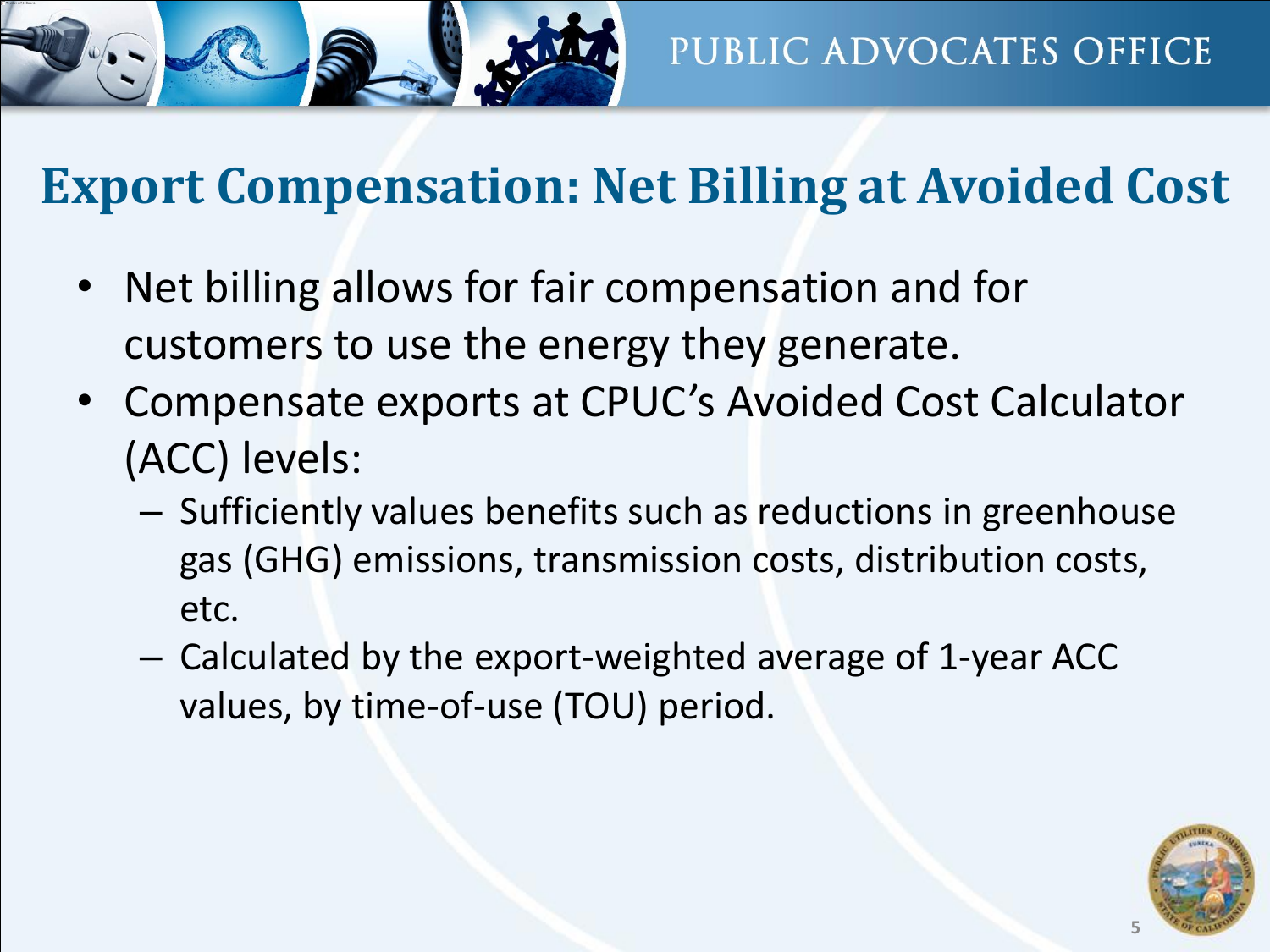# Export Compensation: Net Billing at Avoided Cost

- Net billing allows for fair compensation and for customers to use the energy they generate.
- Compensate exports at CPUC's Avoided Cost Calculator (ACC) levels:
  - Sufficiently values benefits such as reductions in greenhouse gas (GHG) emissions, transmission costs, distribution costs, etc.
  - Calculated by the export-weighted average of 1-year ACC values, by time-of-use (TOU) period.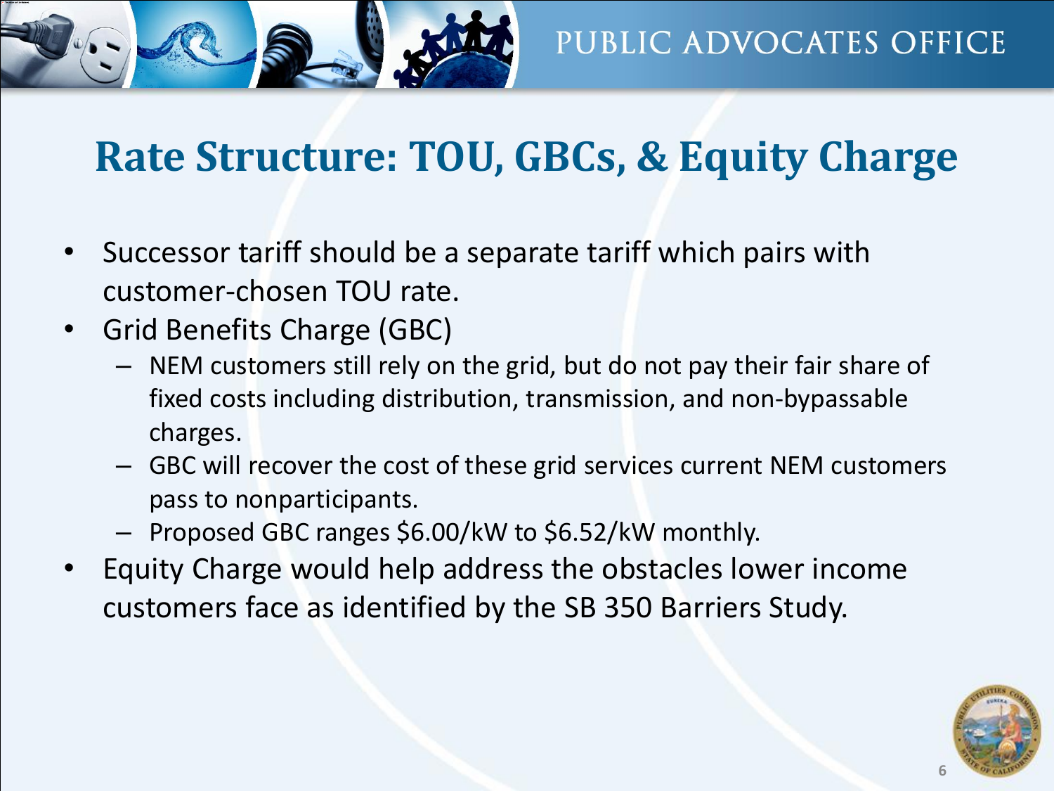# Rate Structure: TOU, GBCs, & Equity Charge

- Successor tariff should be a separate tariff which pairs with customer-chosen TOU rate.
- Grid Benefits Charge (GBC)
  - NEM customers still rely on the grid, but do not pay their fair share of fixed costs including distribution, transmission, and non-bypassable charges.
  - GBC will recover the cost of these grid services current NEM customers pass to nonparticipants.
  - Proposed GBC ranges $6.00/kW to $6.52/kW monthly.
- Equity Charge would help address the obstacles lower income customers face as identified by the SB 350 Barriers Study.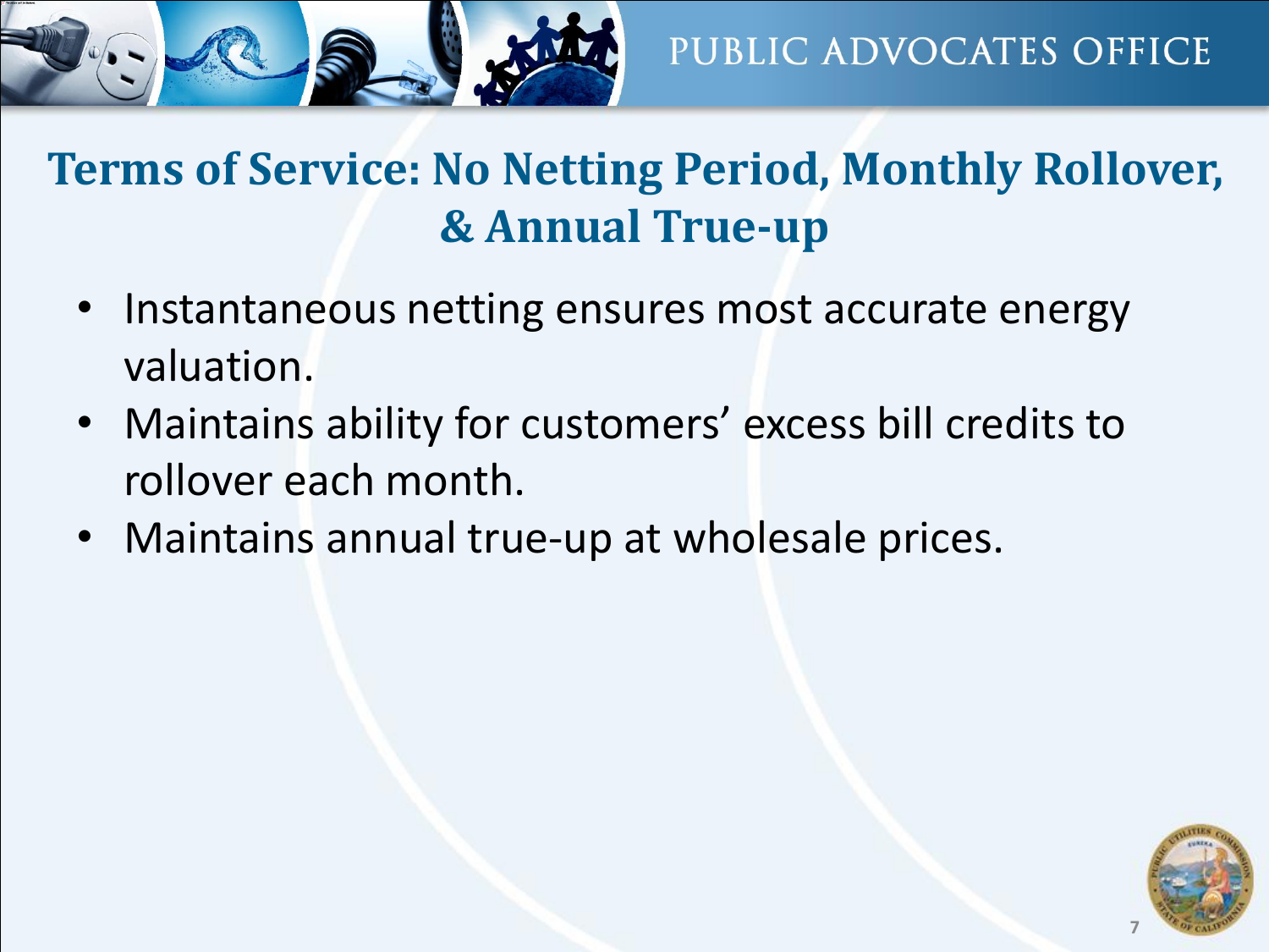## Terms of Service: No Netting Period, Monthly Rollover, & Annual True-up

- Instantaneous netting ensures most accurate energy valuation.
- Maintains ability for customers' excess bill credits to rollover each month.
- Maintains annual true-up at wholesale prices.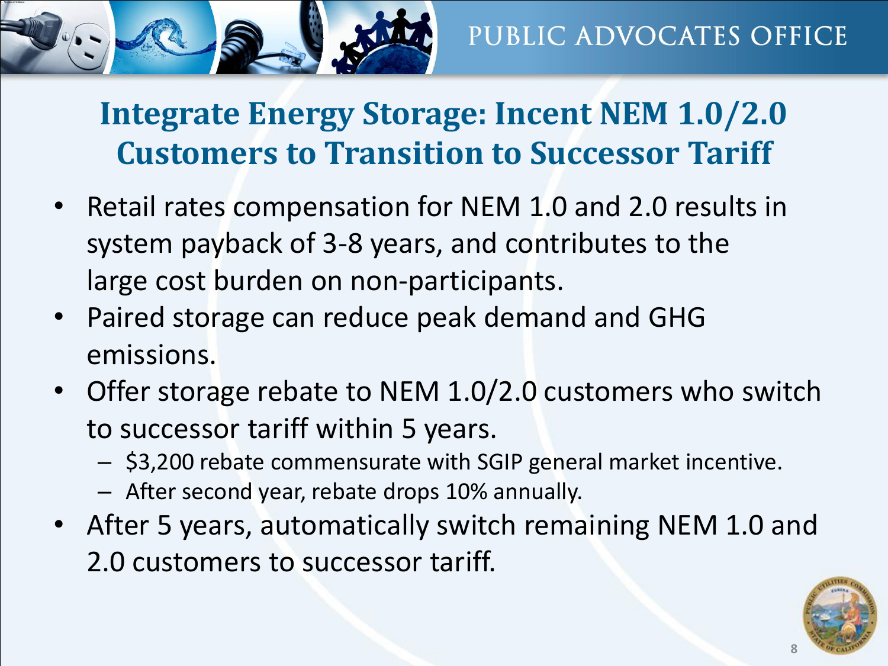# Integrate Energy Storage: Incent NEM 1.0/2.0 Customers to Transition to Successor Tariff

- Retail rates compensation for NEM 1.0 and 2.0 results in system payback of 3-8 years, and contributes to the large cost burden on non-participants.
- Paired storage can reduce peak demand and GHG emissions.
- Offer storage rebate to NEM 1.0/2.0 customers who switch to successor tariff within 5 years.
  - $3,200 rebate commensurate with SGIP general market incentive.
  - After second year, rebate drops 10% annually.
- After 5 years, automatically switch remaining NEM 1.0 and 2.0 customers to successor tariff.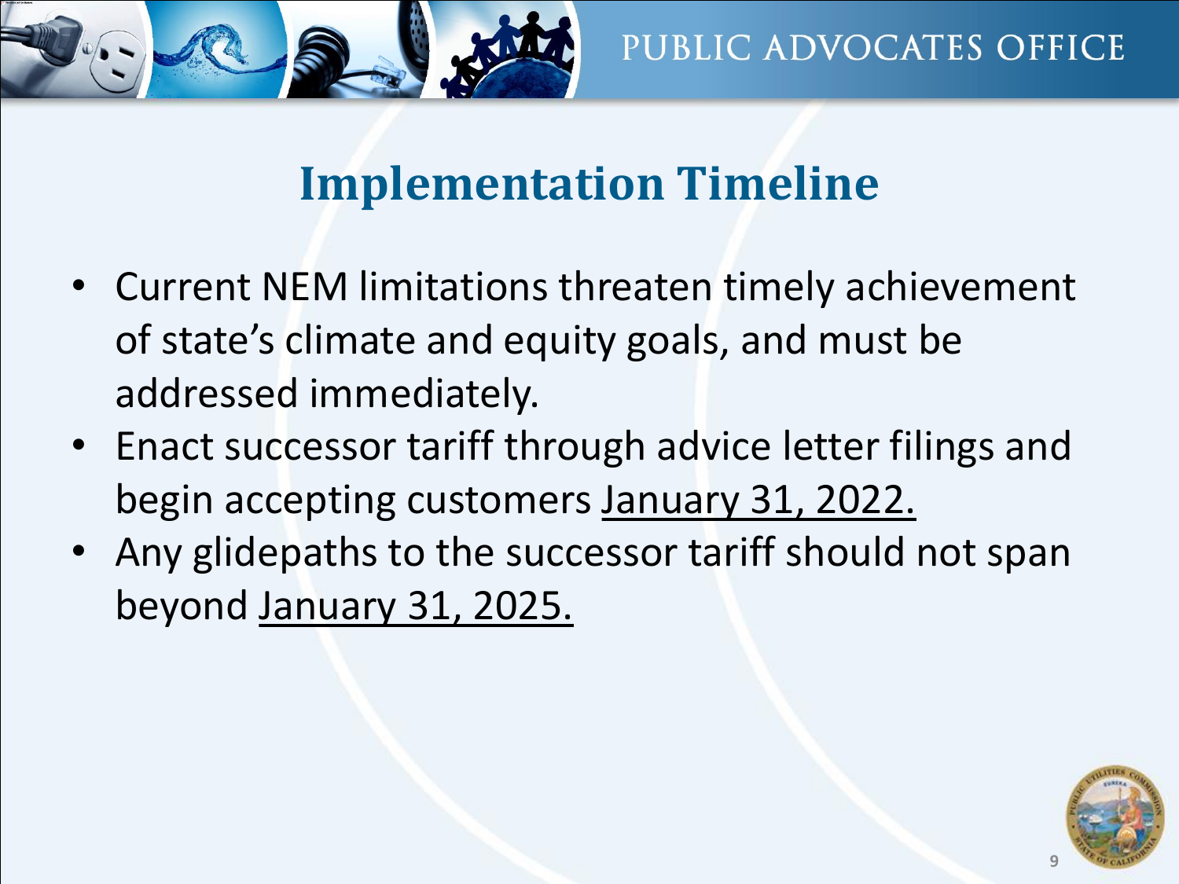## Implementation Timeline

- Current NEM limitations threaten timely achievement of state's climate and equity goals, and must be addressed immediately.
- Enact successor tariff through advice letter filings and begin accepting customers <u>January 31, 2022.</u>
- Any glidepaths to the successor tariff should not span beyond <u>January 31, 2025.</u>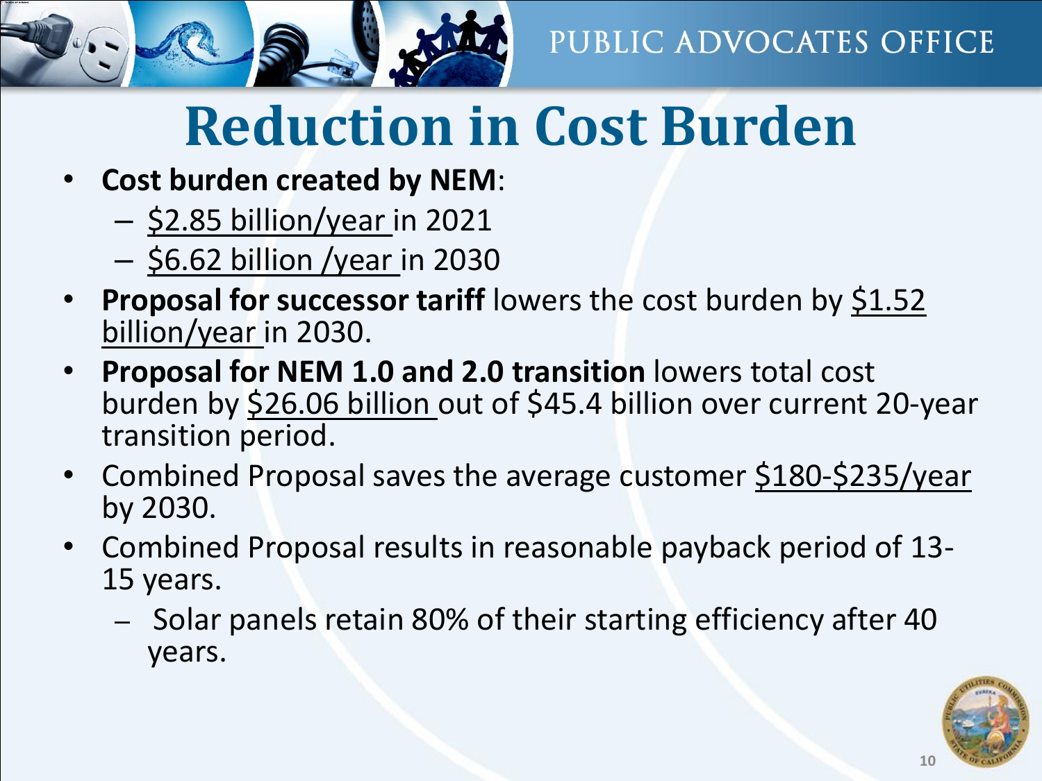# Reduction in Cost Burden

- **Cost burden created by NEM**:
  - $2.85 billion/year in 2021
  - $6.62 billion /year in 2030
- **Proposal for successor tariff** lowers the cost burden by $1.52 billion/year in 2030.
- **Proposal for NEM 1.0 and 2.0 transition** lowers total cost burden by $26.06 billion out of $45.4 billion over current 20-year transition period.
- Combined Proposal saves the average customer $180-$235/year by 2030.
- Combined Proposal results in reasonable payback period of 13-15 years.
  - Solar panels retain 80% of their starting efficiency after 40 years.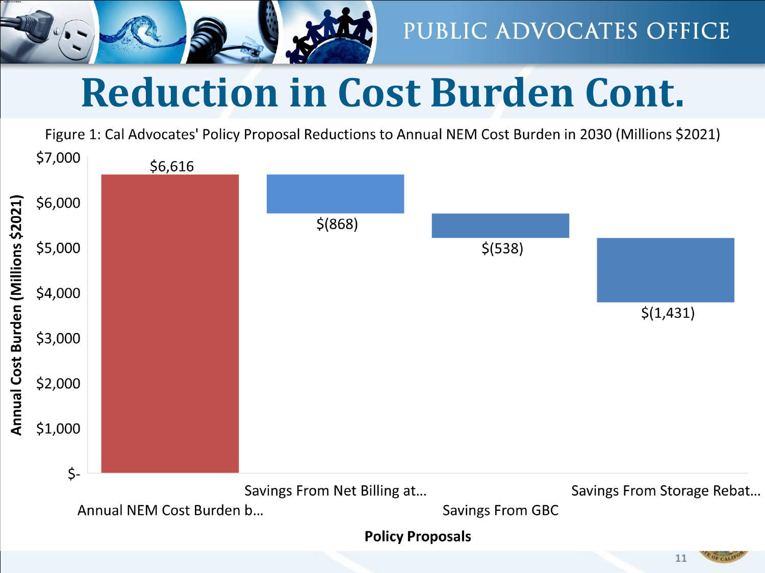# Reduction in Cost Burden Cont.

Figure 1: Cal Advocates' Policy Proposal Reductions to Annual NEM Cost Burden in 2030 (Millions $2021)

| Policy Proposals | Annual Cost Burden (Millions $2021) |
|---|---|
| Annual NEM Cost Burden b... | $6,616 |
| Savings From Net Billing at... | $(868) |
| Savings From GBC | $(538) |
| Savings From Storage Rebat... | $(1,431) |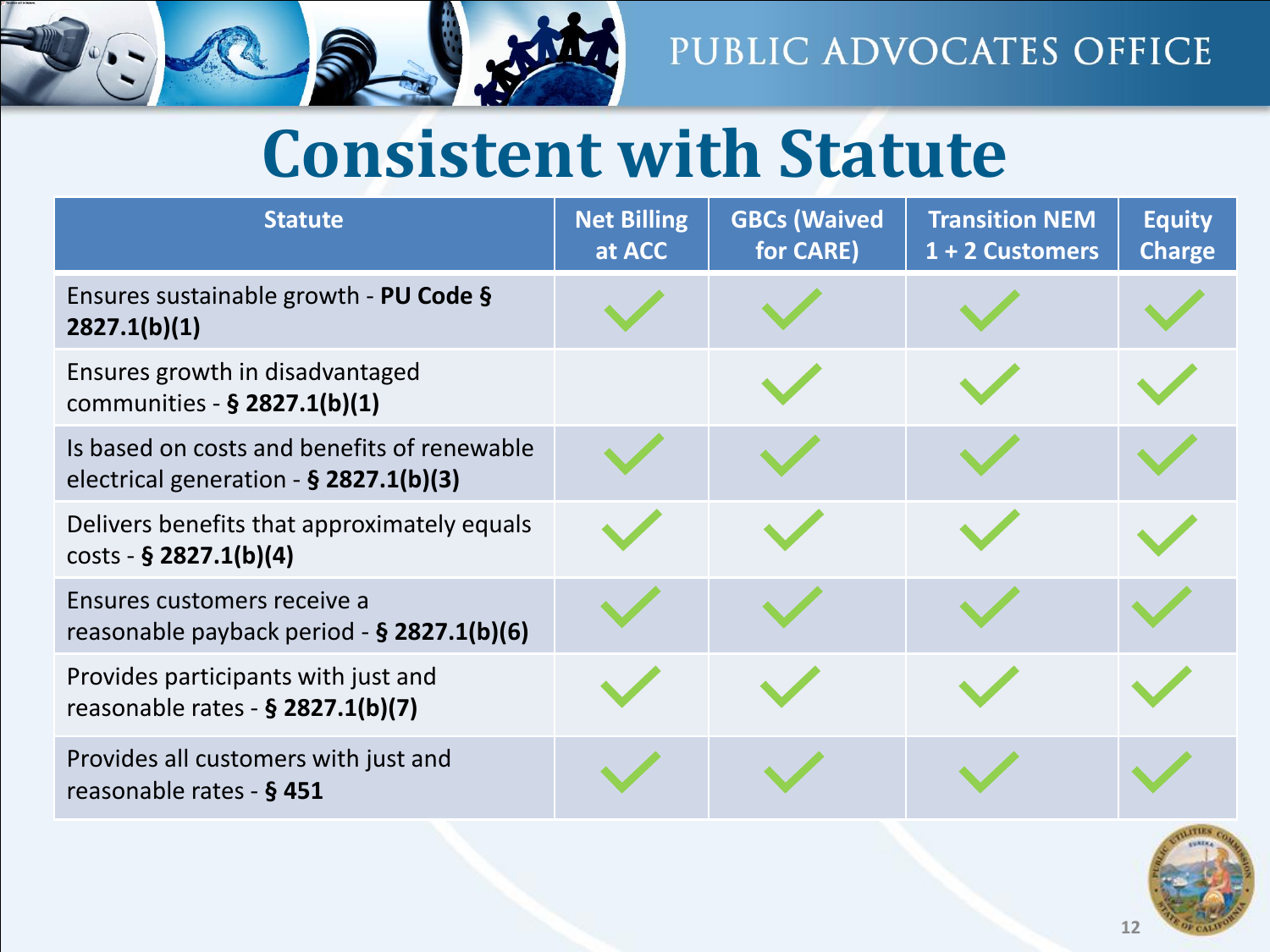# Consistent with Statute

| Statute | Net Billing at ACC | GBCs (Waived for CARE) | Transition NEM 1 + 2 Customers | Equity Charge |
|---|---|---|---|---|
| Ensures sustainable growth - **PU Code § 2827.1(b)(1)** | ✓ | ✓ | ✓ | ✓ |
| Ensures growth in disadvantaged communities - **§ 2827.1(b)(1)** | | ✓ | ✓ | ✓ |
| Is based on costs and benefits of renewable electrical generation - **§ 2827.1(b)(3)** | ✓ | ✓ | ✓ | ✓ |
| Delivers benefits that approximately equals costs - **§ 2827.1(b)(4)** | ✓ | ✓ | ✓ | ✓ |
| Ensures customers receive a reasonable payback period - **§ 2827.1(b)(6)** | ✓ | ✓ | ✓ | ✓ |
| Provides participants with just and reasonable rates - **§ 2827.1(b)(7)** | ✓ | ✓ | ✓ | ✓ |
| Provides all customers with just and reasonable rates - **§ 451** | ✓ | ✓ | ✓ | ✓ |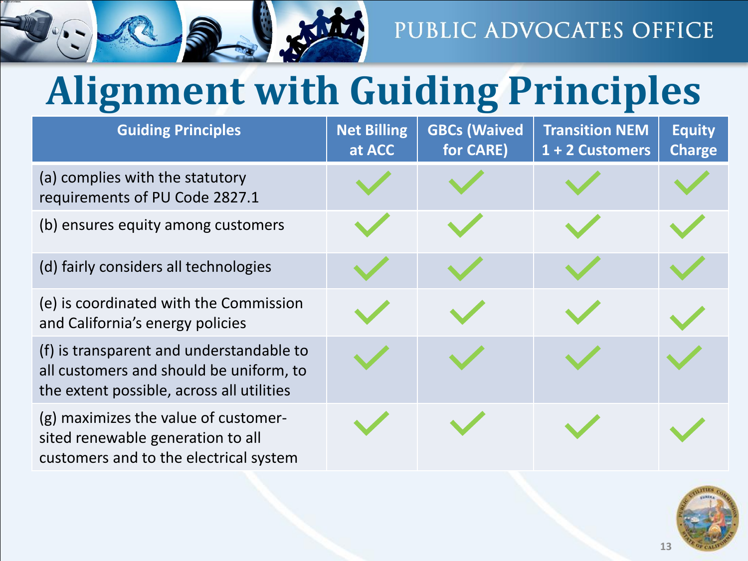# Alignment with Guiding Principles

| Guiding Principles | Net Billing at ACC | GBCs (Waived for CARE) | Transition NEM 1 + 2 Customers | Equity Charge |
|---|---|---|---|---|
| (a) complies with the statutory requirements of PU Code 2827.1 | ✓ | ✓ | ✓ | ✓ |
| (b) ensures equity among customers | ✓ | ✓ | ✓ | ✓ |
| (d) fairly considers all technologies | ✓ | ✓ | ✓ | ✓ |
| (e) is coordinated with the Commission and California's energy policies | ✓ | ✓ | ✓ | ✓ |
| (f) is transparent and understandable to all customers and should be uniform, to the extent possible, across all utilities | ✓ | ✓ | ✓ | ✓ |
| (g) maximizes the value of customer-sited renewable generation to all customers and to the electrical system | ✓ | ✓ | ✓ | ✓ |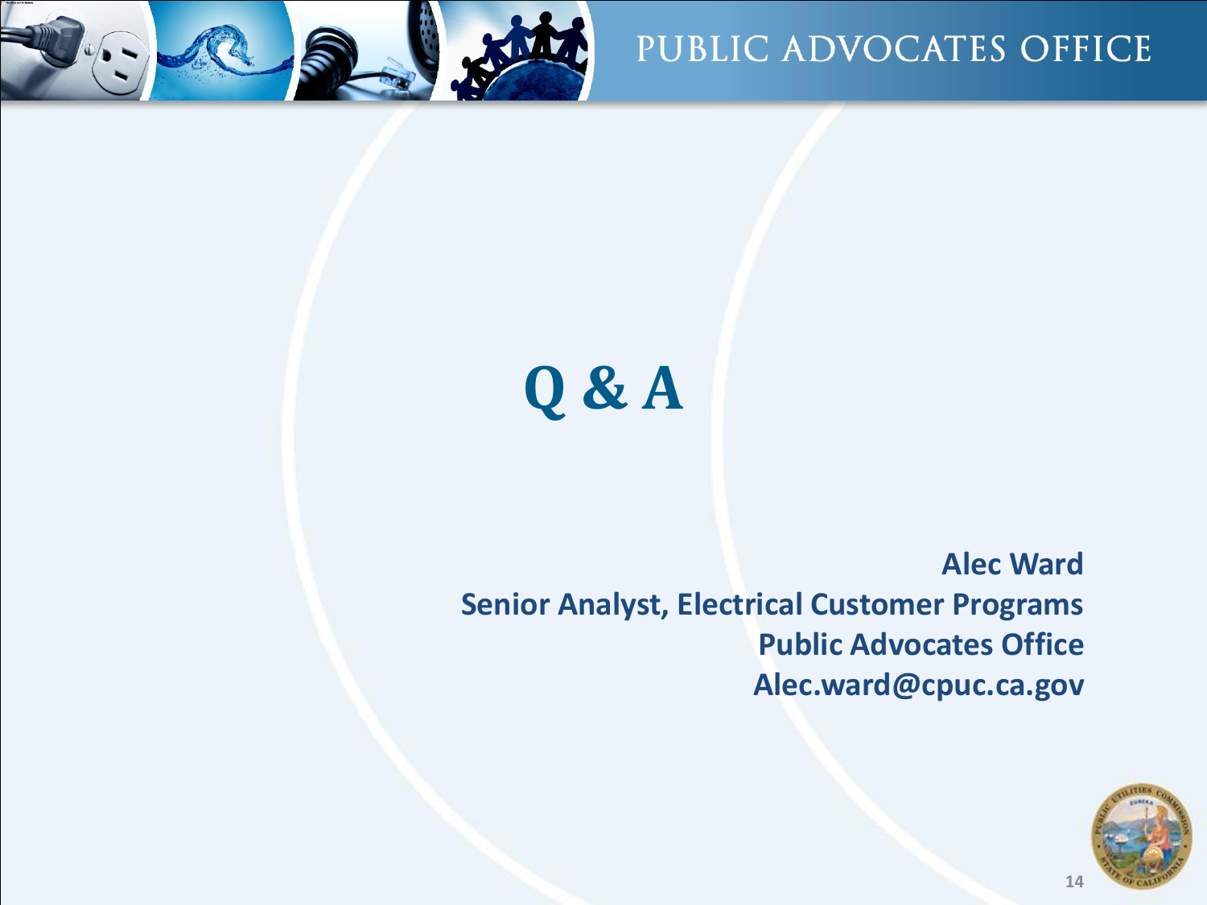# Q & A

**Alec Ward**
**Senior Analyst, Electrical Customer Programs**
**Public Advocates Office**
**Alec.ward@cpuc.ca.gov**